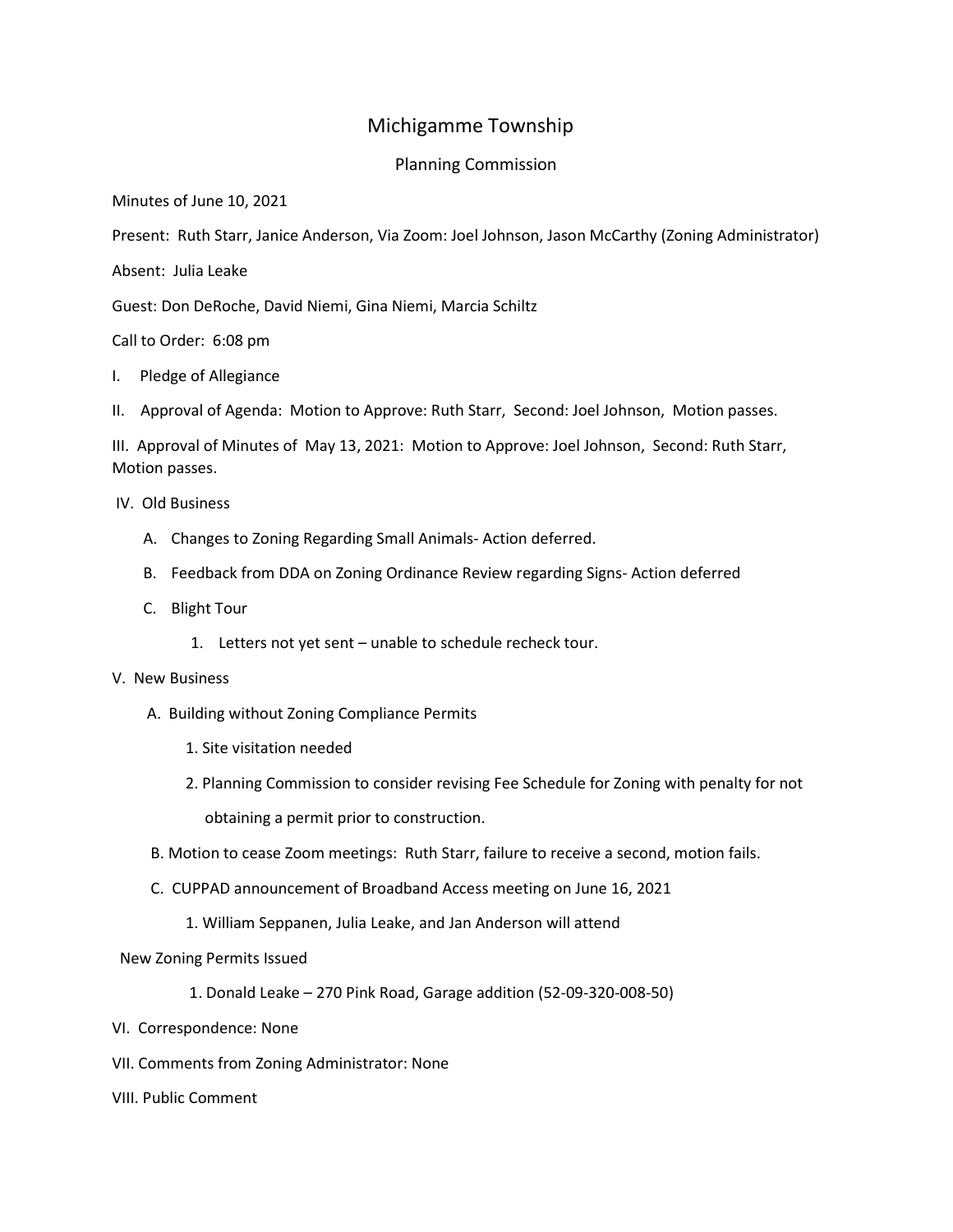# Michigamme Township

## Planning Commission

Minutes of June 10, 2021

Present: Ruth Starr, Janice Anderson, Via Zoom: Joel Johnson, Jason McCarthy (Zoning Administrator)

Absent: Julia Leake

Guest: Don DeRoche, David Niemi, Gina Niemi, Marcia Schiltz

Call to Order: 6:08 pm

I. Pledge of Allegiance

II. Approval of Agenda: Motion to Approve: Ruth Starr, Second: Joel Johnson, Motion passes.

III. Approval of Minutes of May 13, 2021: Motion to Approve: Joel Johnson, Second: Ruth Starr, Motion passes.

IV. Old Business

- A. Changes to Zoning Regarding Small Animals- Action deferred.
- B. Feedback from DDA on Zoning Ordinance Review regarding Signs- Action deferred
- C. Blight Tour
  1. Letters not yet sent – unable to schedule recheck tour.

V. New Business

- A. Building without Zoning Compliance Permits
  1. Site visitation needed
  2. Planning Commission to consider revising Fee Schedule for Zoning with penalty for not obtaining a permit prior to construction.
- B. Motion to cease Zoom meetings: Ruth Starr, failure to receive a second, motion fails.
- C. CUPPAD announcement of Broadband Access meeting on June 16, 2021
  1. William Seppanen, Julia Leake, and Jan Anderson will attend

New Zoning Permits Issued

1. Donald Leake – 270 Pink Road, Garage addition (52-09-320-008-50)

VI. Correspondence: None

VII. Comments from Zoning Administrator: None

VIII. Public Comment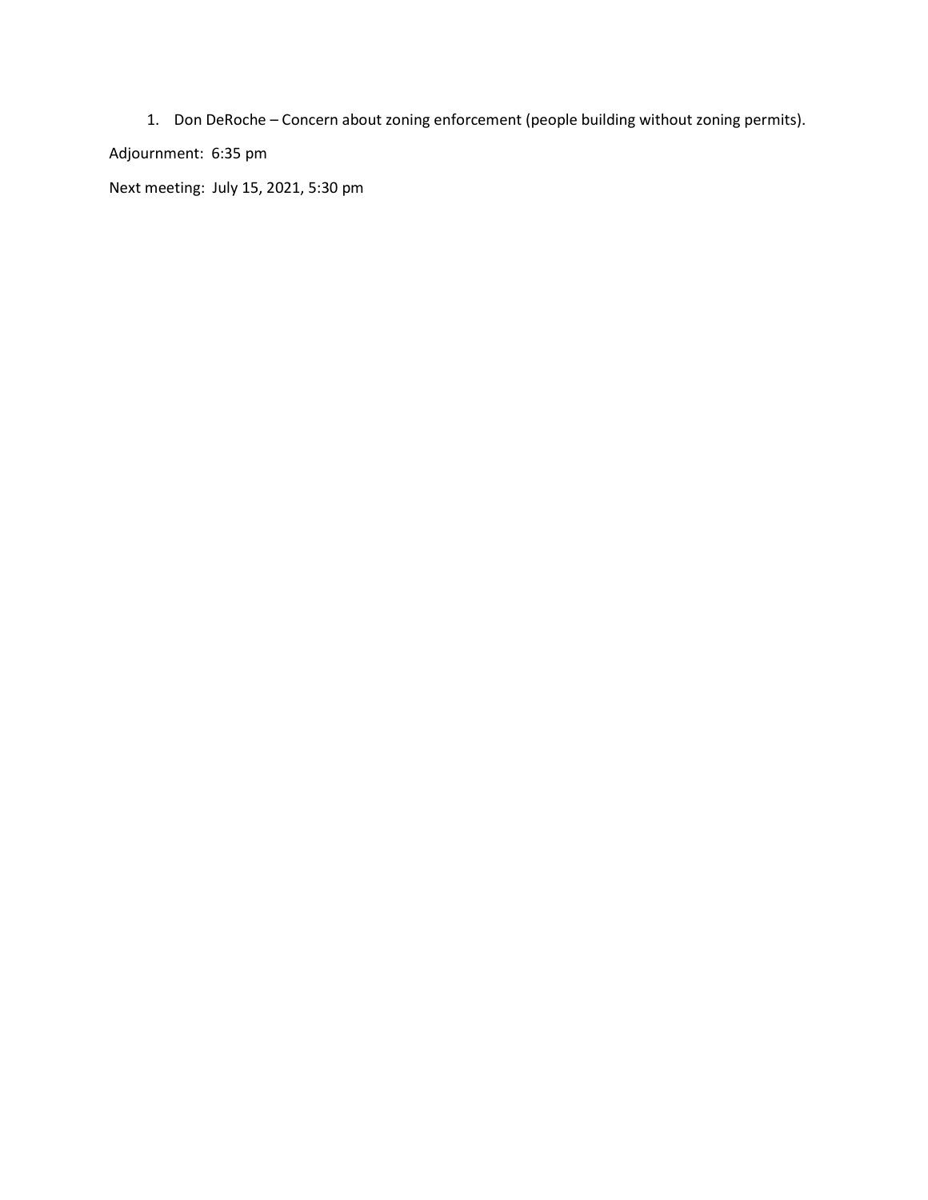1. Don DeRoche – Concern about zoning enforcement (people building without zoning permits).

Adjournment: 6:35 pm

Next meeting: July 15, 2021, 5:30 pm